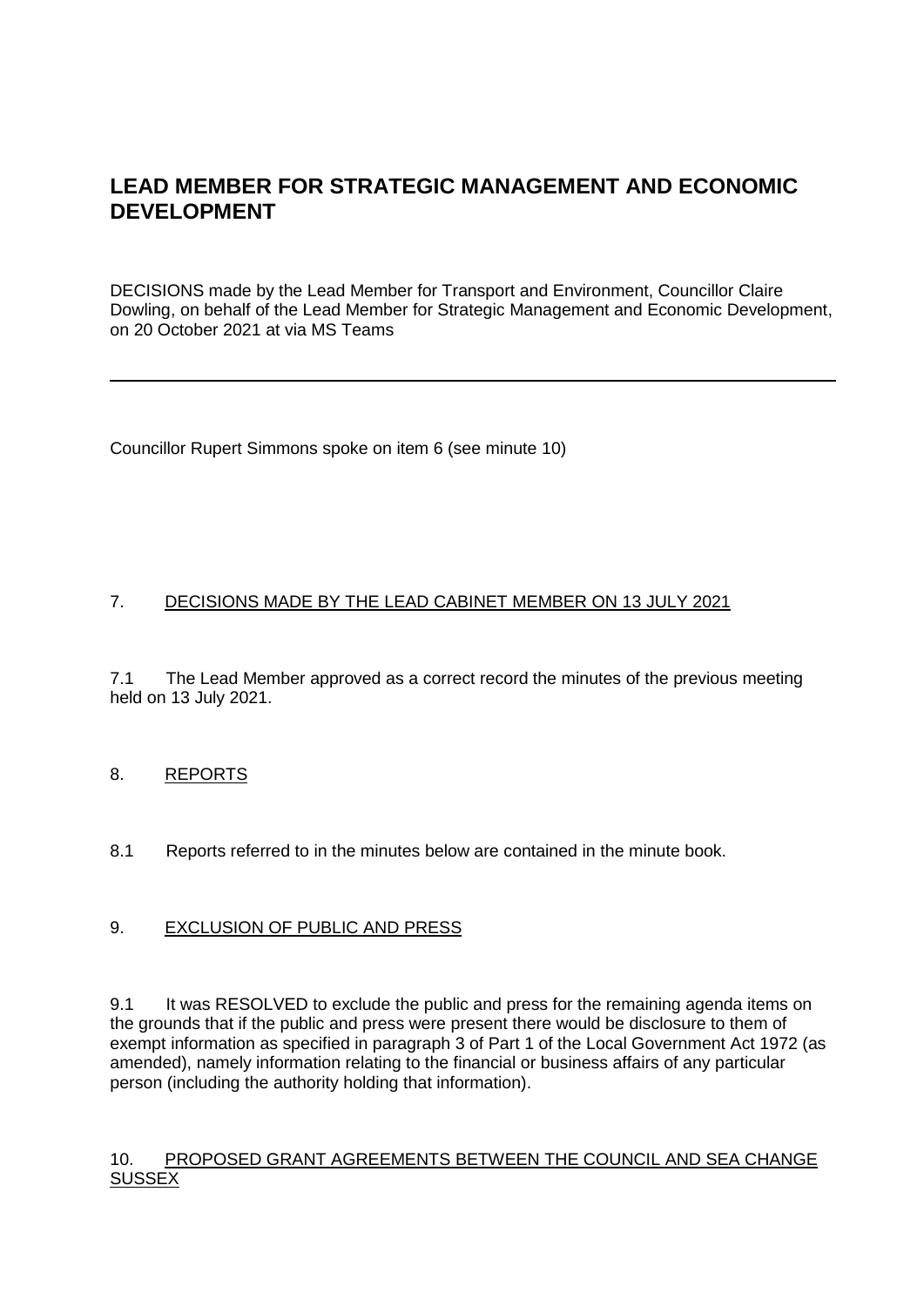# LEAD MEMBER FOR STRATEGIC MANAGEMENT AND ECONOMIC DEVELOPMENT

DECISIONS made by the Lead Member for Transport and Environment, Councillor Claire Dowling, on behalf of the Lead Member for Strategic Management and Economic Development, on 20 October 2021 at via MS Teams

---

Councillor Rupert Simmons spoke on item 6 (see minute 10)

## 7. DECISIONS MADE BY THE LEAD CABINET MEMBER ON 13 JULY 2021

7.1 The Lead Member approved as a correct record the minutes of the previous meeting held on 13 July 2021.

## 8. REPORTS

8.1 Reports referred to in the minutes below are contained in the minute book.

## 9. EXCLUSION OF PUBLIC AND PRESS

9.1 It was RESOLVED to exclude the public and press for the remaining agenda items on the grounds that if the public and press were present there would be disclosure to them of exempt information as specified in paragraph 3 of Part 1 of the Local Government Act 1972 (as amended), namely information relating to the financial or business affairs of any particular person (including the authority holding that information).

## 10. PROPOSED GRANT AGREEMENTS BETWEEN THE COUNCIL AND SEA CHANGE SUSSEX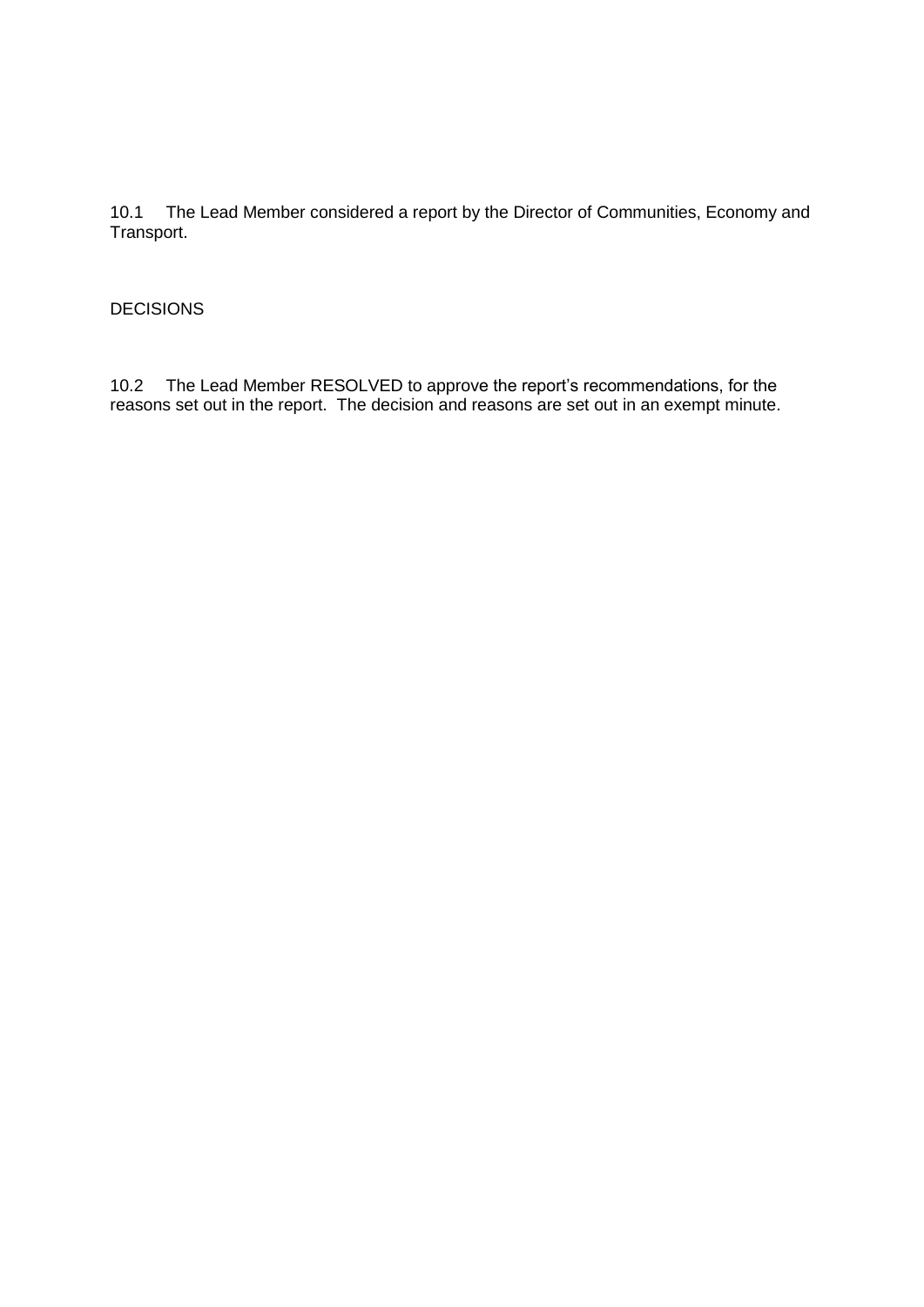10.1 The Lead Member considered a report by the Director of Communities, Economy and Transport.

DECISIONS

10.2 The Lead Member RESOLVED to approve the report's recommendations, for the reasons set out in the report. The decision and reasons are set out in an exempt minute.